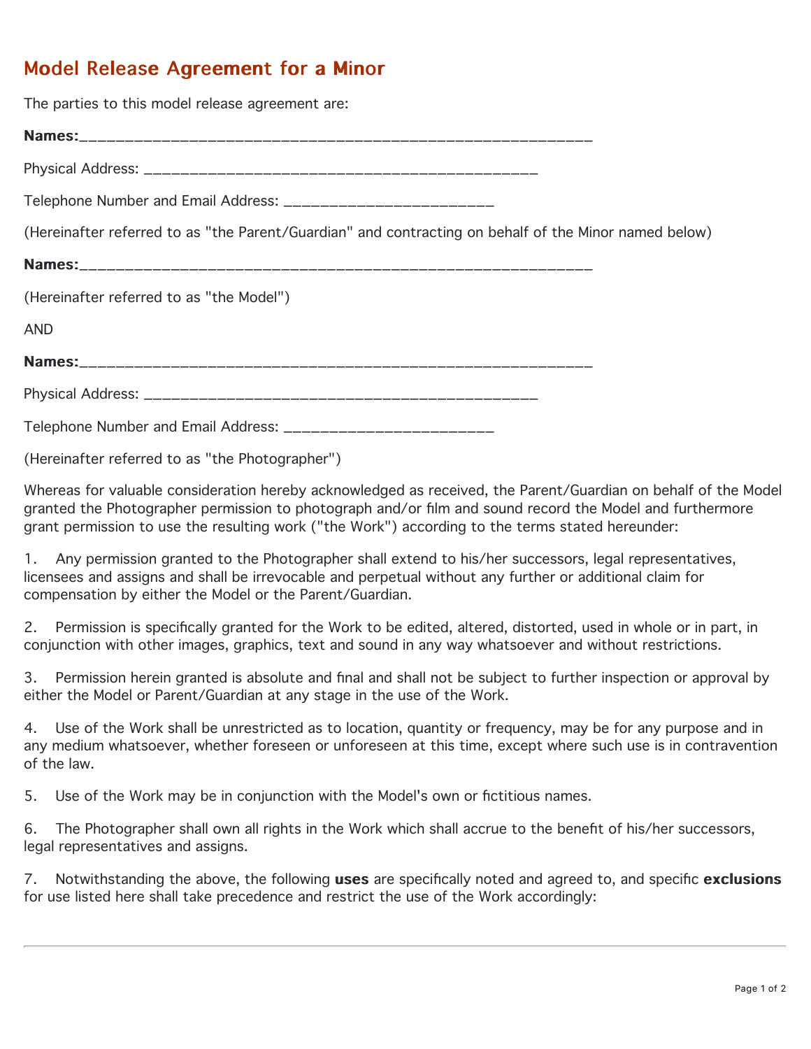# Model Release Agreement for a Minor

The parties to this model release agreement are:

**Names:**____________________________________________________________

Physical Address: ________________________________________________

Telephone Number and Email Address: ________________________

(Hereinafter referred to as "the Parent/Guardian" and contracting on behalf of the Minor named below)

**Names:**____________________________________________________________

(Hereinafter referred to as "the Model")

AND

**Names:**____________________________________________________________

Physical Address: ________________________________________________

Telephone Number and Email Address: ________________________

(Hereinafter referred to as "the Photographer")

Whereas for valuable consideration hereby acknowledged as received, the Parent/Guardian on behalf of the Model granted the Photographer permission to photograph and/or film and sound record the Model and furthermore grant permission to use the resulting work ("the Work") according to the terms stated hereunder:

1. Any permission granted to the Photographer shall extend to his/her successors, legal representatives, licensees and assigns and shall be irrevocable and perpetual without any further or additional claim for compensation by either the Model or the Parent/Guardian.

2. Permission is specifically granted for the Work to be edited, altered, distorted, used in whole or in part, in conjunction with other images, graphics, text and sound in any way whatsoever and without restrictions.

3. Permission herein granted is absolute and final and shall not be subject to further inspection or approval by either the Model or Parent/Guardian at any stage in the use of the Work.

4. Use of the Work shall be unrestricted as to location, quantity or frequency, may be for any purpose and in any medium whatsoever, whether foreseen or unforeseen at this time, except where such use is in contravention of the law.

5. Use of the Work may be in conjunction with the Model's own or fictitious names.

6. The Photographer shall own all rights in the Work which shall accrue to the benefit of his/her successors, legal representatives and assigns.

7. Notwithstanding the above, the following **uses** are specifically noted and agreed to, and specific **exclusions** for use listed here shall take precedence and restrict the use of the Work accordingly:

---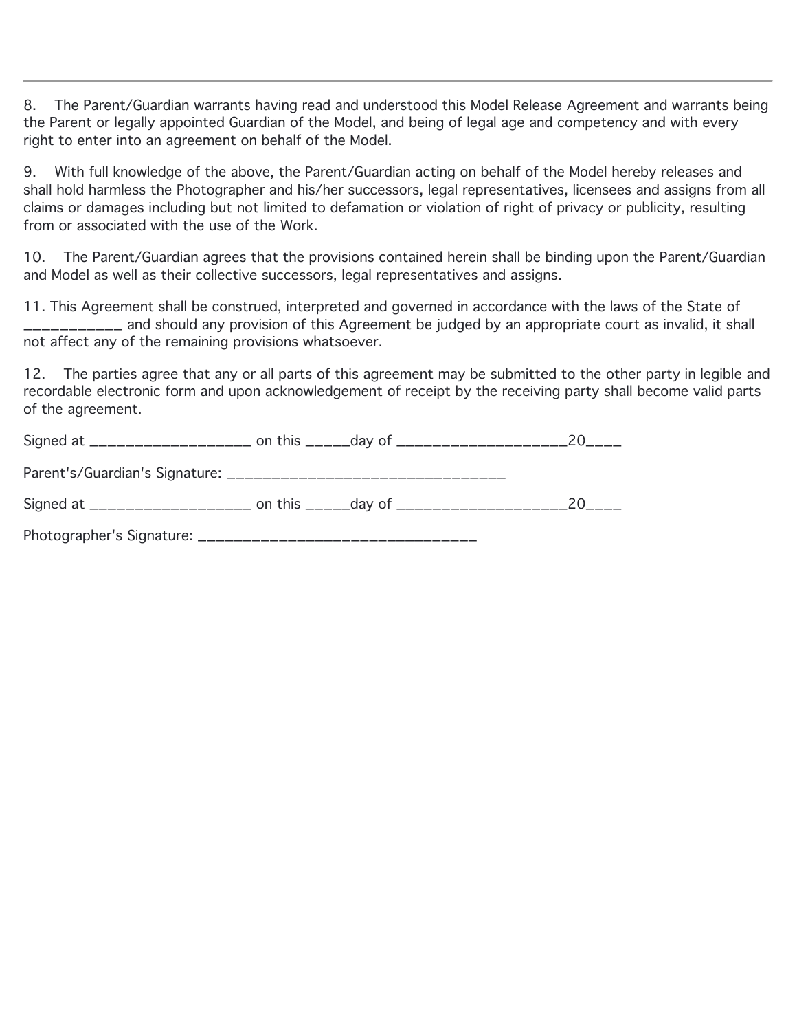8. The Parent/Guardian warrants having read and understood this Model Release Agreement and warrants being the Parent or legally appointed Guardian of the Model, and being of legal age and competency and with every right to enter into an agreement on behalf of the Model.

9. With full knowledge of the above, the Parent/Guardian acting on behalf of the Model hereby releases and shall hold harmless the Photographer and his/her successors, legal representatives, licensees and assigns from all claims or damages including but not limited to defamation or violation of right of privacy or publicity, resulting from or associated with the use of the Work.

10. The Parent/Guardian agrees that the provisions contained herein shall be binding upon the Parent/Guardian and Model as well as their collective successors, legal representatives and assigns.

11. This Agreement shall be construed, interpreted and governed in accordance with the laws of the State of ___________ and should any provision of this Agreement be judged by an appropriate court as invalid, it shall not affect any of the remaining provisions whatsoever.

12. The parties agree that any or all parts of this agreement may be submitted to the other party in legible and recordable electronic form and upon acknowledgement of receipt by the receiving party shall become valid parts of the agreement.

Signed at ___________________ on this _____day of ____________________20____

Parent's/Guardian's Signature: _________________________________

Signed at ___________________ on this _____day of ____________________20____

Photographer's Signature: _________________________________